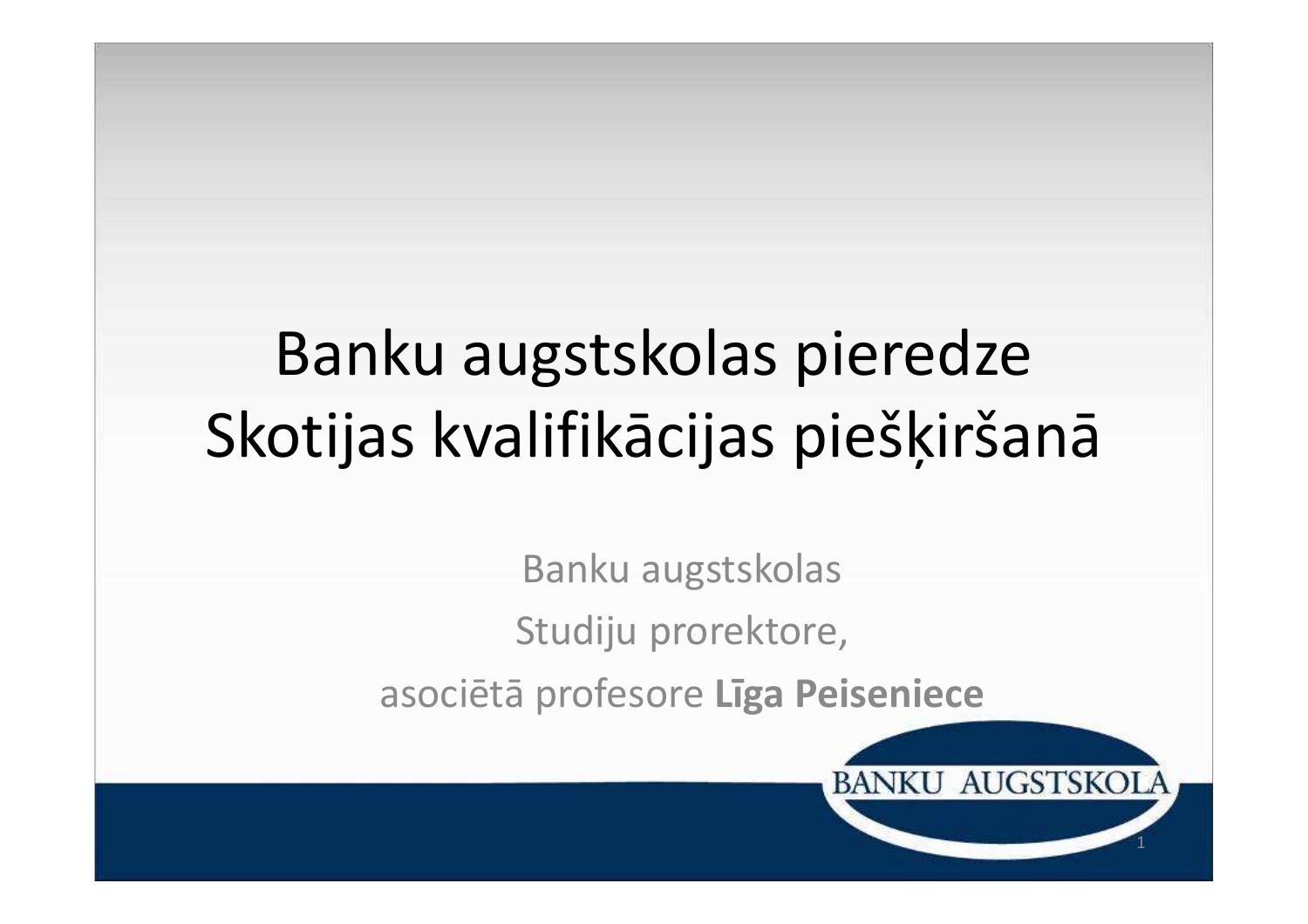# Banku augstskolas pieredze Skotijas kvalifikācijas piešķiršanā

Banku augstskolas

Studiju prorektore,

asociētā profesore **Līga Peiseniece**

BANKU AUGSTSKOLA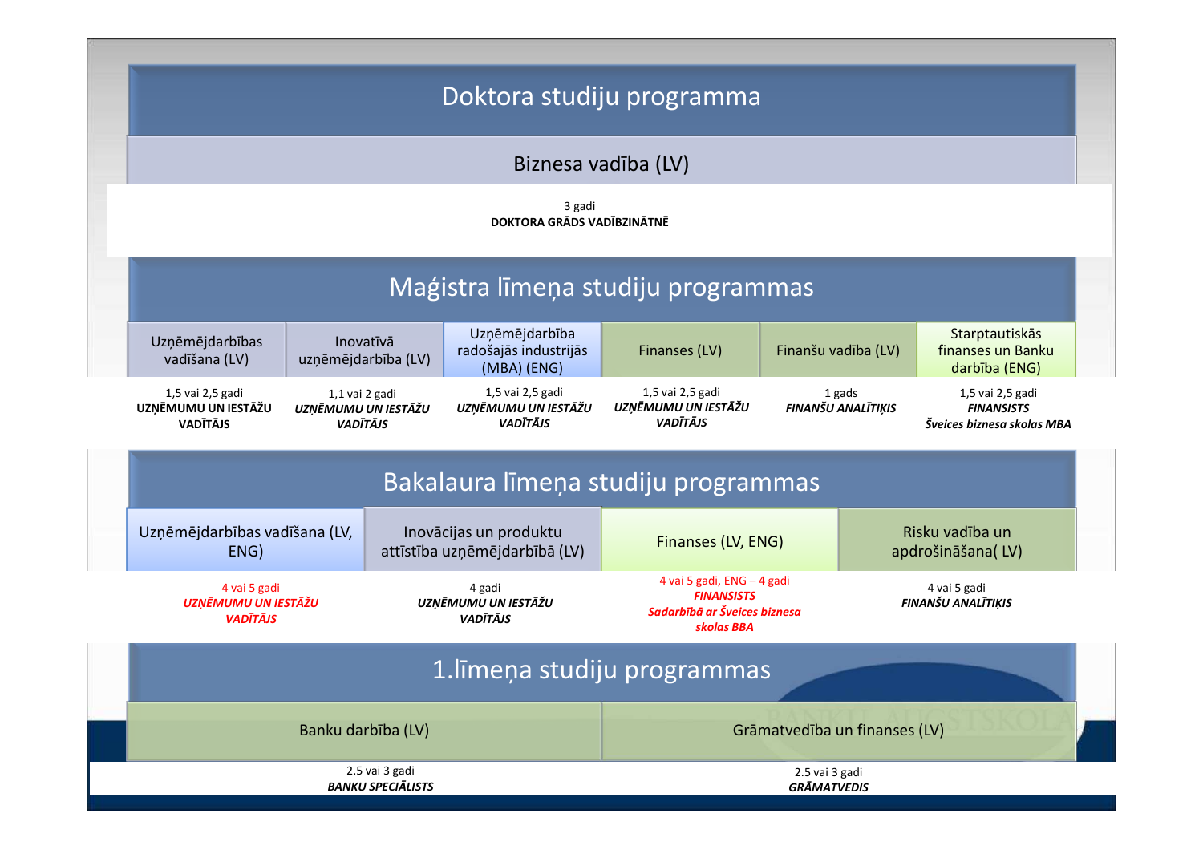# Doktora studiju programma

## Biznesa vadība (LV)

3 gadi
**DOKTORA GRĀDS VADĪBZINĀTNĒ**

# Maģistra līmeņa studiju programmas

| Uzņēmējdarbības vadīšana (LV) | Inovatīvā uzņēmējdarbība (LV) | Uzņēmējdarbība radošajās industrijās (MBA) (ENG) | Finanses (LV) | Finanšu vadība (LV) | Starptautiskās finanses un Banku darbība (ENG) |
|---|---|---|---|---|---|
| 1,5 vai 2,5 gadi **UZŅĒMUMU UN IESTĀŽU VADĪTĀJS** | 1,1 vai 2 gadi ***UZŅĒMUMU UN IESTĀŽU VADĪTĀJS*** | 1,5 vai 2,5 gadi ***UZŅĒMUMU UN IESTĀŽU VADĪTĀJS*** | 1,5 vai 2,5 gadi ***UZŅĒMUMU UN IESTĀŽU VADĪTĀJS*** | 1 gads ***FINANŠU ANALĪTIĶIS*** | 1,5 vai 2,5 gadi ***FINANSISTS*** ***Šveices biznesa skolas MBA*** |

# Bakalaura līmeņa studiju programmas

| Uzņēmējdarbības vadīšana (LV, ENG) | Inovācijas un produktu attīstība uzņēmējdarbībā (LV) | Finanses (LV, ENG) | Risku vadība un apdrošināšana( LV) |
|---|---|---|---|
| 4 vai 5 gadi ***UZŅĒMUMU UN IESTĀŽU VADĪTĀJS*** | 4 gadi ***UZŅĒMUMU UN IESTĀŽU VADĪTĀJS*** | 4 vai 5 gadi, ENG – 4 gadi ***FINANSISTS*** ***Sadarbībā ar Šveices biznesa skolas BBA*** | 4 vai 5 gadi ***FINANŠU ANALĪTIĶIS*** |

# 1.līmeņa studiju programmas

| Banku darbība (LV) | Grāmatvedība un finanses (LV) |
|---|---|
| 2.5 vai 3 gadi ***BANKU SPECIĀLISTS*** | 2.5 vai 3 gadi ***GRĀMATVEDIS*** |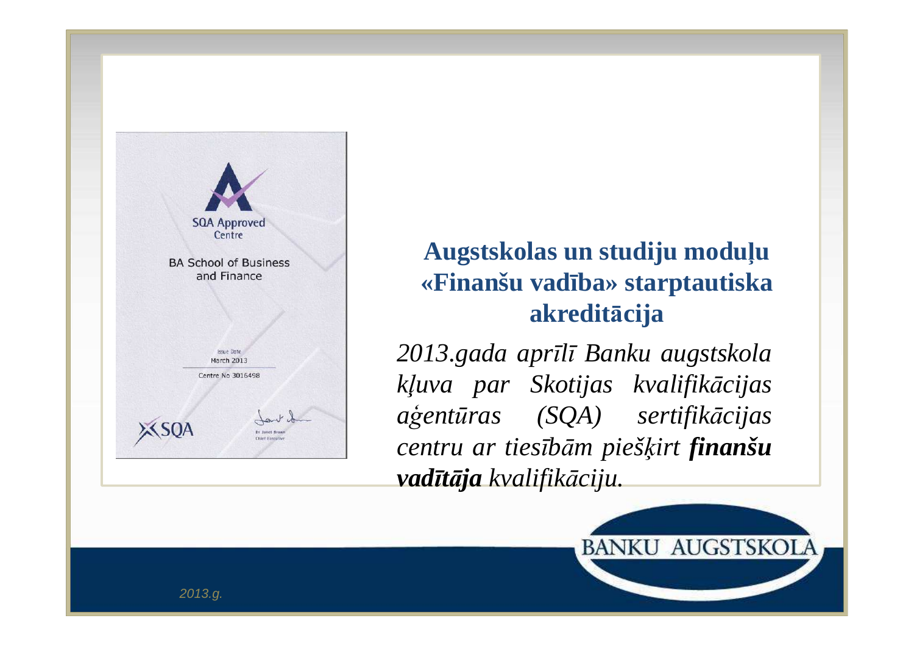## Augstskolas un studiju moduļu «Finanšu vadība» starptautiska akreditācija

*2013.gada aprīlī Banku augstskola kļuva par Skotijas kvalifikācijas aģentūras (SQA) sertifikācijas centru ar tiesībām piešķirt* ***finanšu vadītāja*** *kvalifikāciju.*

SQA Approved Centre

BA School of Business and Finance

Issue Date March 2013

Centre No 3016498

SQA

Dr Janet Brown Chief Executive

BANKU AUGSTSKOLA

2013.g.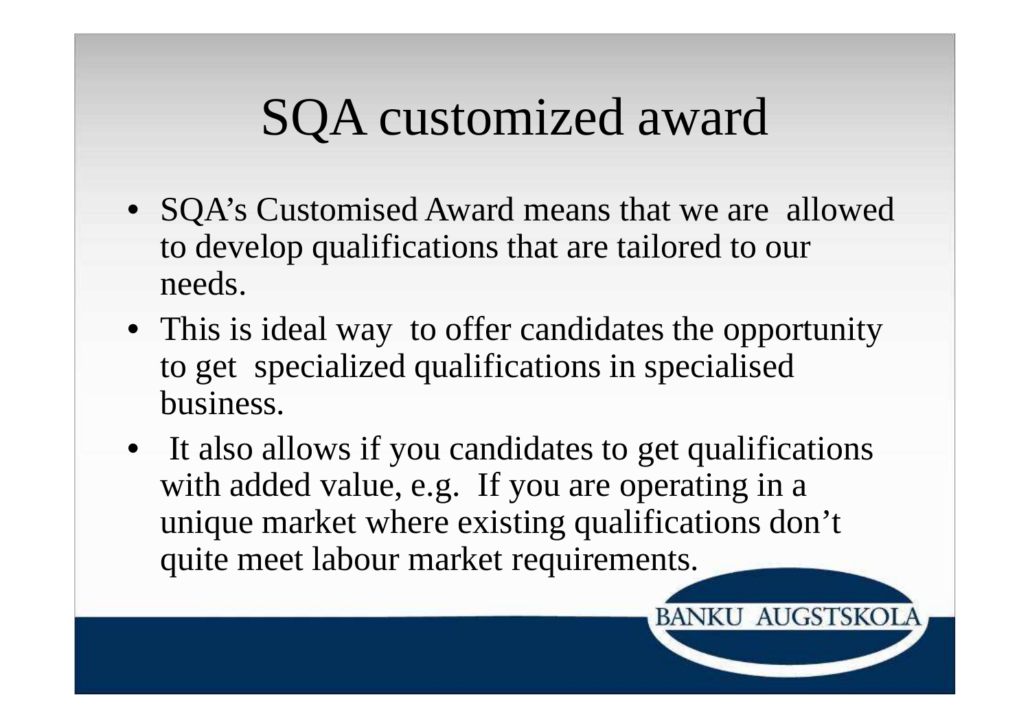# SQA customized award

- SQA's Customised Award means that we are allowed to develop qualifications that are tailored to our needs.
- This is ideal way to offer candidates the opportunity to get specialized qualifications in specialised business.
- It also allows if you candidates to get qualifications with added value, e.g. If you are operating in a unique market where existing qualifications don't quite meet labour market requirements.

BANKU AUGSTSKOLA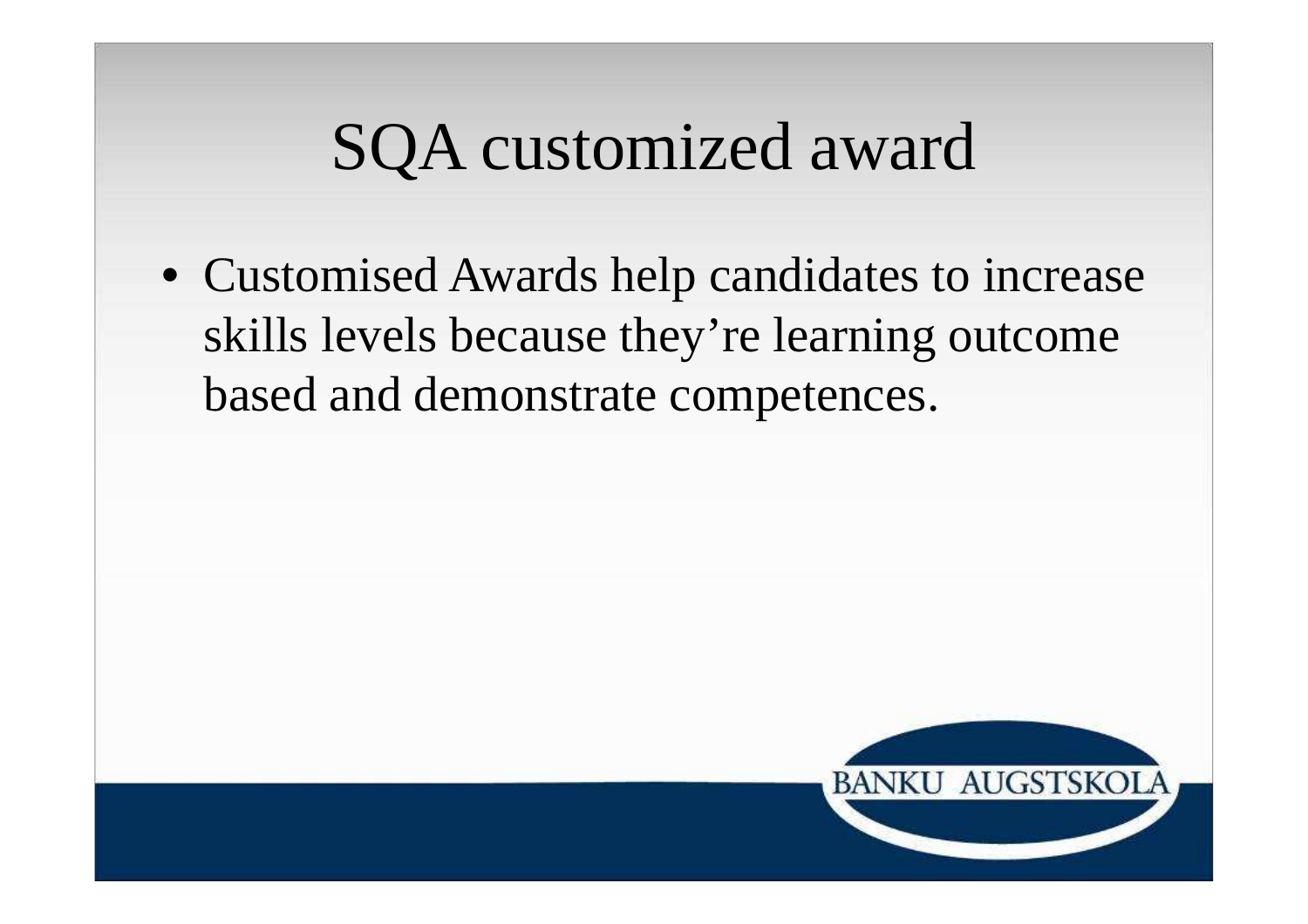# SQA customized award

- Customised Awards help candidates to increase skills levels because they’re learning outcome based and demonstrate competences.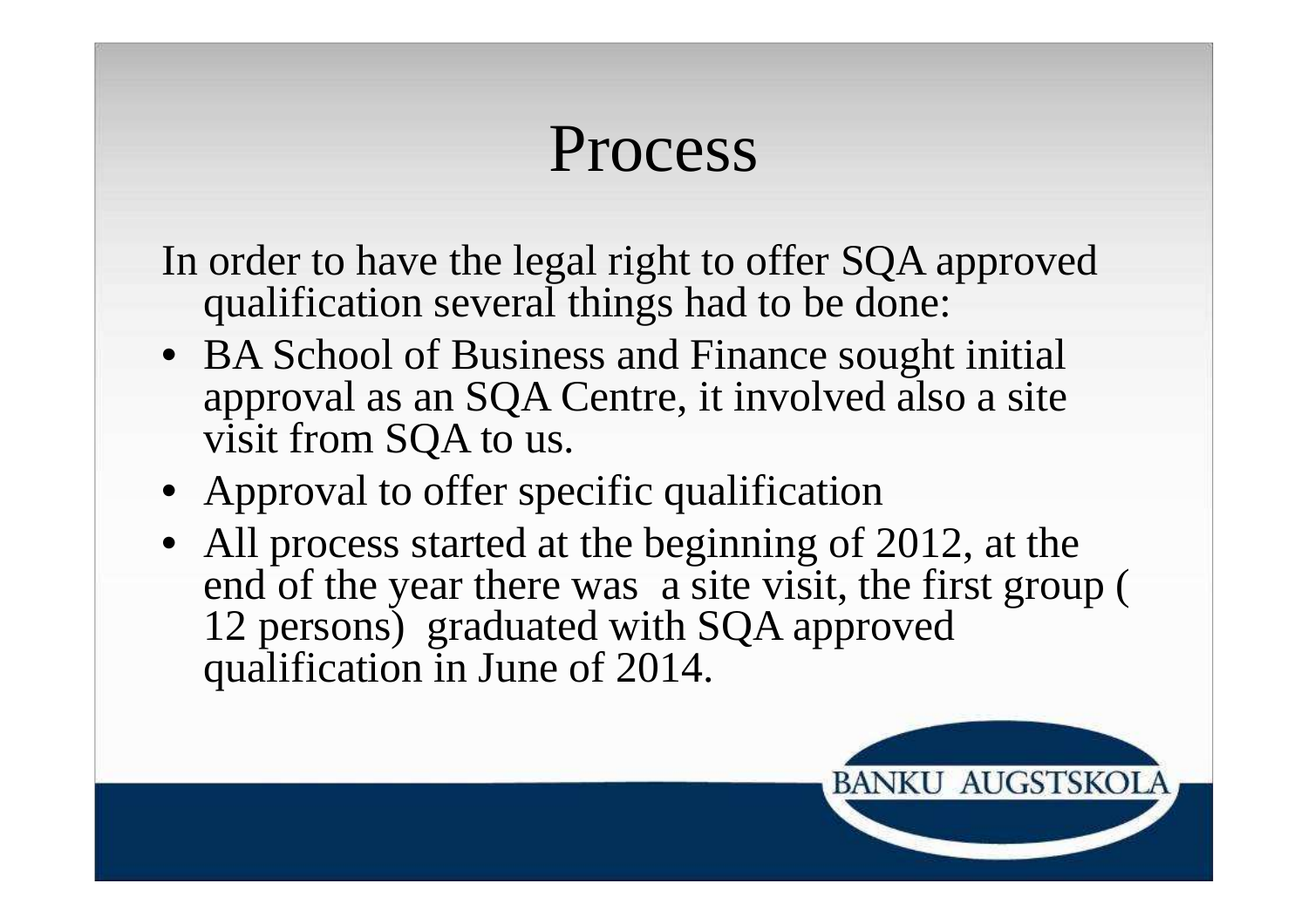# Process

In order to have the legal right to offer SQA approved qualification several things had to be done:

- BA School of Business and Finance sought initial approval as an SQA Centre, it involved also a site visit from SQA to us.
- Approval to offer specific qualification
- All process started at the beginning of 2012, at the end of the year there was a site visit, the first group ( 12 persons) graduated with SQA approved qualification in June of 2014.

BANKU AUGSTSKOLA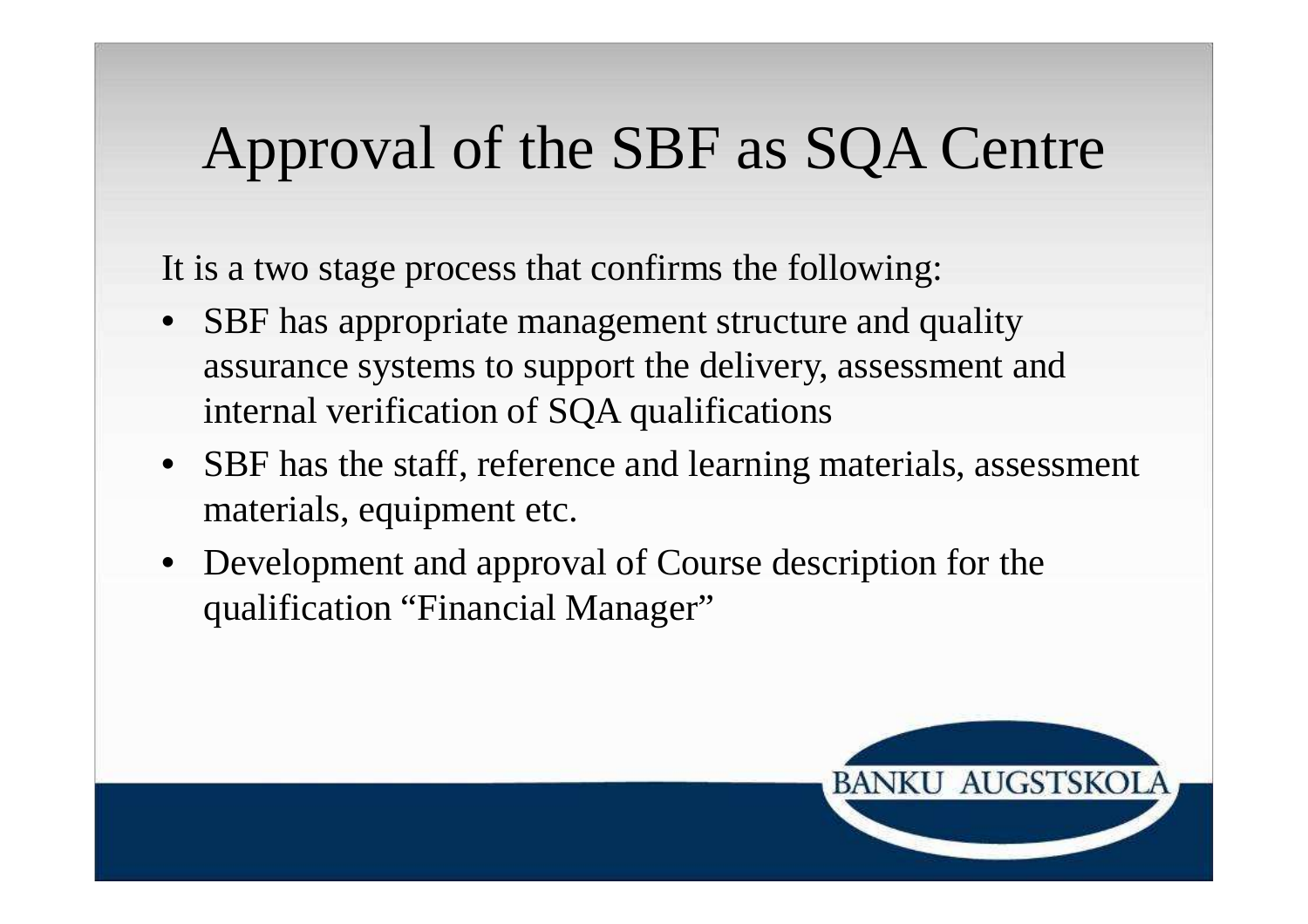# Approval of the SBF as SQA Centre

It is a two stage process that confirms the following:

- SBF has appropriate management structure and quality assurance systems to support the delivery, assessment and internal verification of SQA qualifications
- SBF has the staff, reference and learning materials, assessment materials, equipment etc.
- Development and approval of Course description for the qualification "Financial Manager"

BANKU AUGSTSKOLA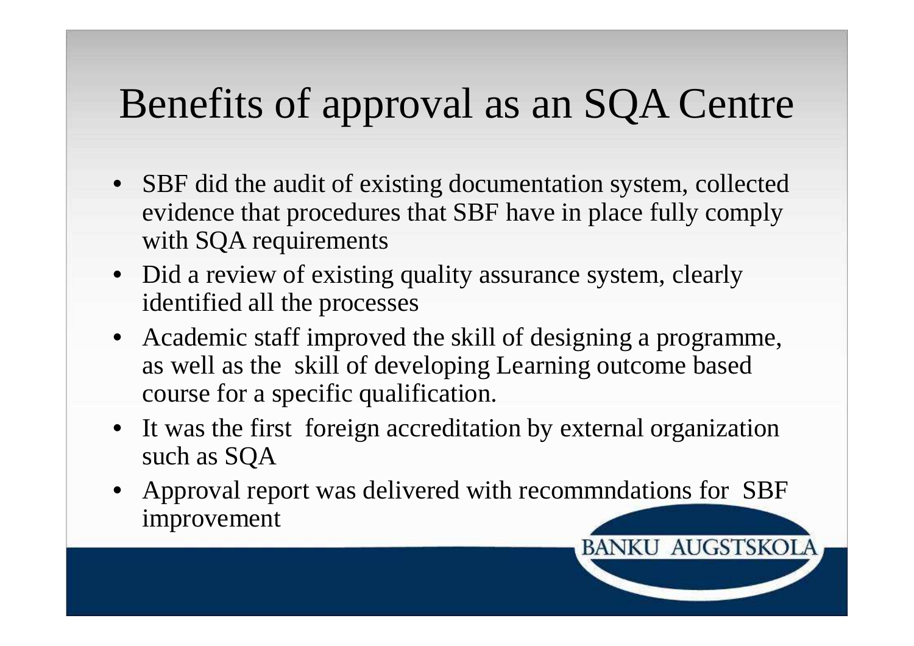# Benefits of approval as an SQA Centre

- SBF did the audit of existing documentation system, collected evidence that procedures that SBF have in place fully comply with SQA requirements
- Did a review of existing quality assurance system, clearly identified all the processes
- Academic staff improved the skill of designing a programme, as well as the skill of developing Learning outcome based course for a specific qualification.
- It was the first foreign accreditation by external organization such as SQA
- Approval report was delivered with recommndations for SBF improvement

BANKU AUGSTSKOLA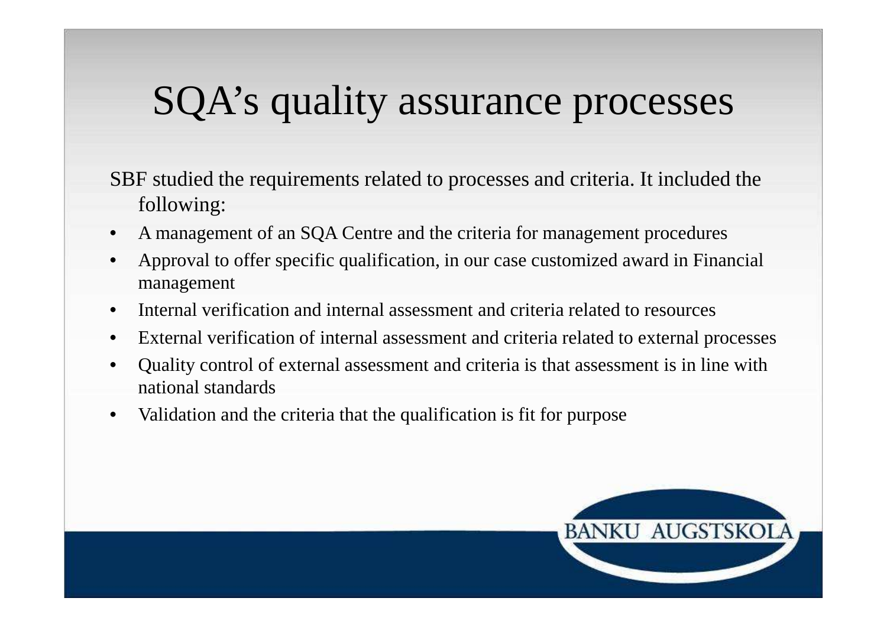# SQA's quality assurance processes

SBF studied the requirements related to processes and criteria. It included the following:

- A management of an SQA Centre and the criteria for management procedures
- Approval to offer specific qualification, in our case customized award in Financial management
- Internal verification and internal assessment and criteria related to resources
- External verification of internal assessment and criteria related to external processes
- Quality control of external assessment and criteria is that assessment is in line with national standards
- Validation and the criteria that the qualification is fit for purpose

BANKU AUGSTSKOLA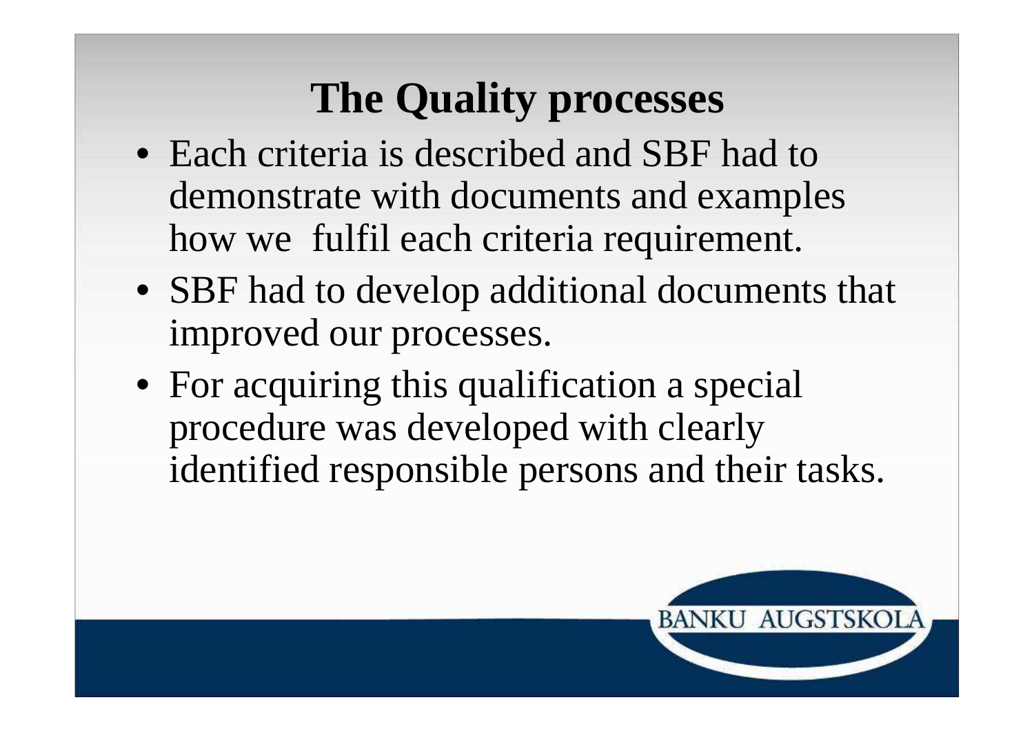# The Quality processes

- Each criteria is described and SBF had to demonstrate with documents and examples how we fulfil each criteria requirement.
- SBF had to develop additional documents that improved our processes.
- For acquiring this qualification a special procedure was developed with clearly identified responsible persons and their tasks.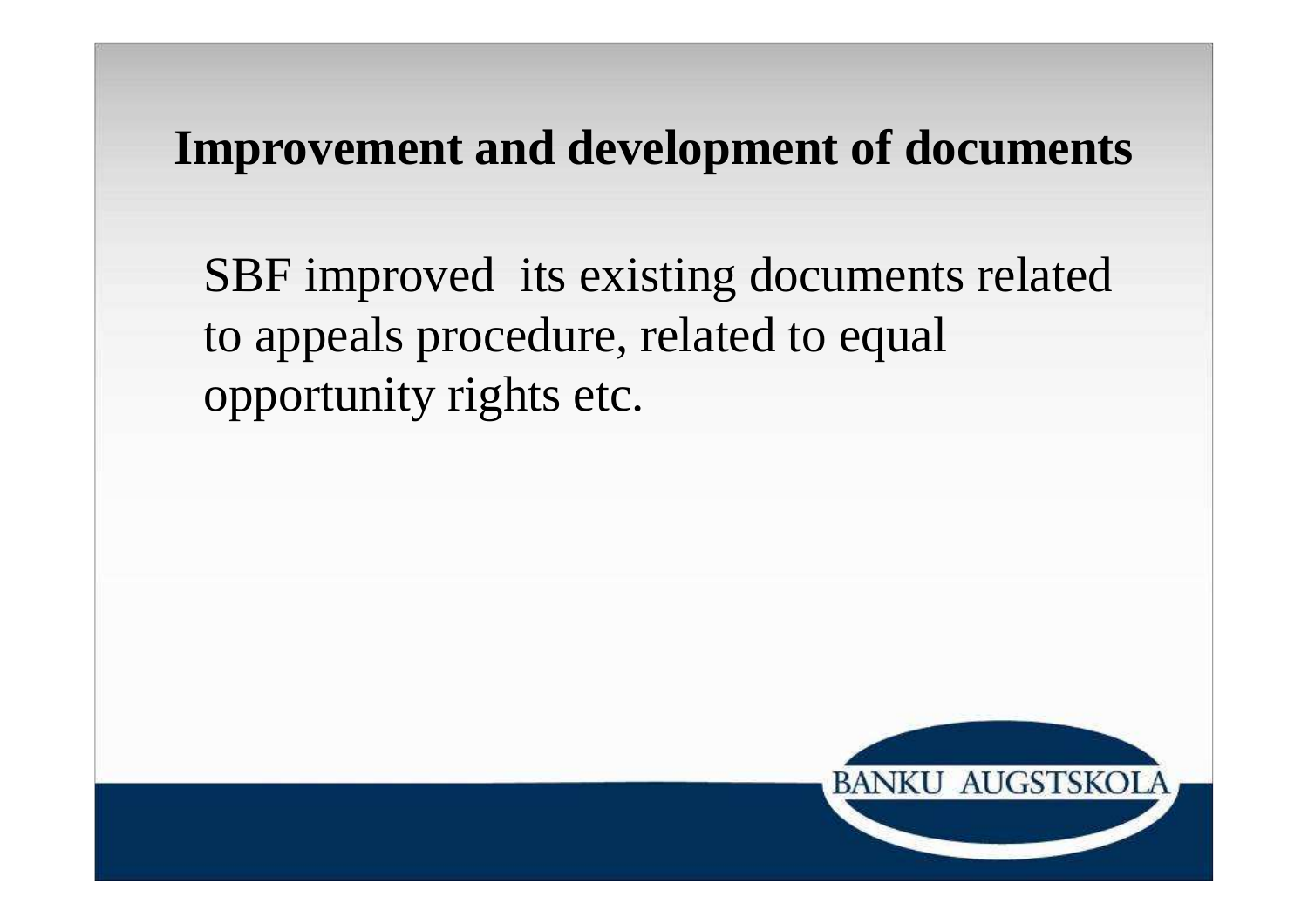# Improvement and development of documents

SBF improved its existing documents related to appeals procedure, related to equal opportunity rights etc.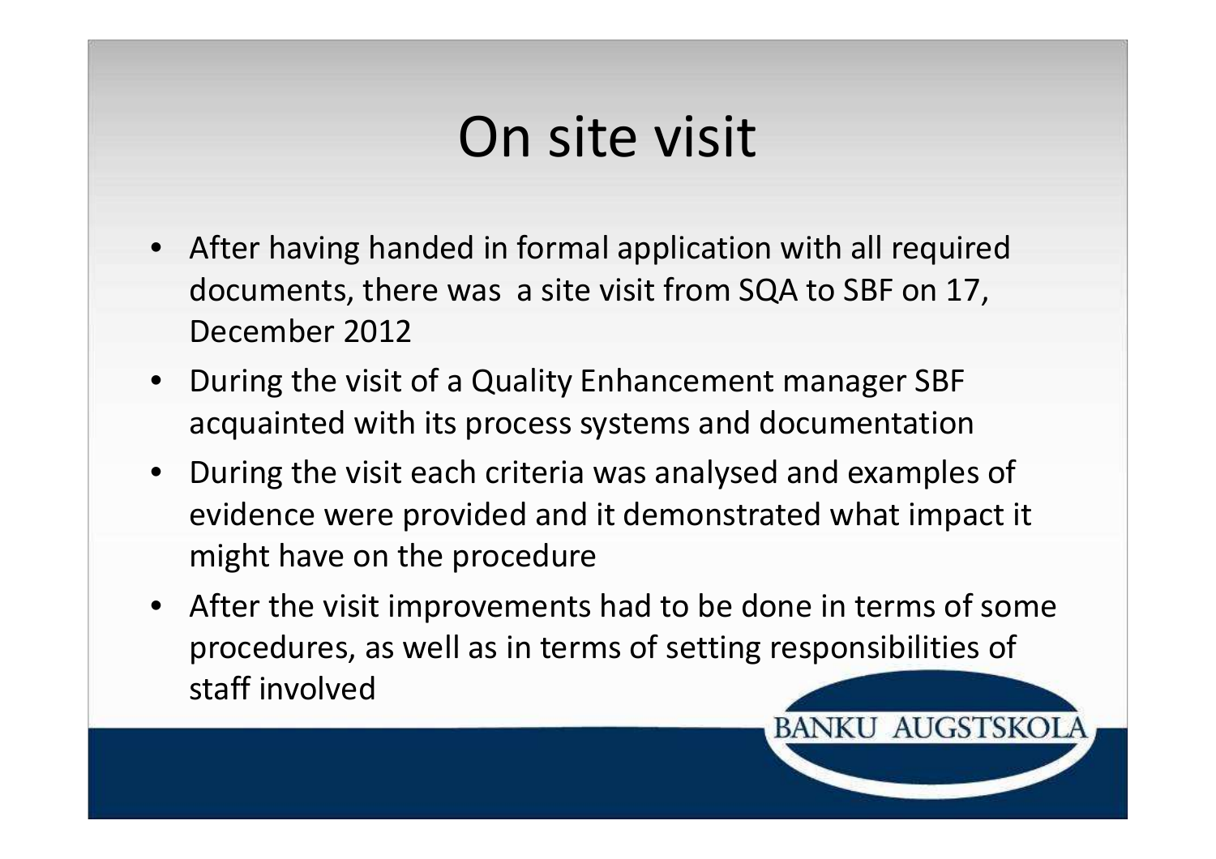# On site visit

- After having handed in formal application with all required documents, there was a site visit from SQA to SBF on 17, December 2012
- During the visit of a Quality Enhancement manager SBF acquainted with its process systems and documentation
- During the visit each criteria was analysed and examples of evidence were provided and it demonstrated what impact it might have on the procedure
- After the visit improvements had to be done in terms of some procedures, as well as in terms of setting responsibilities of staff involved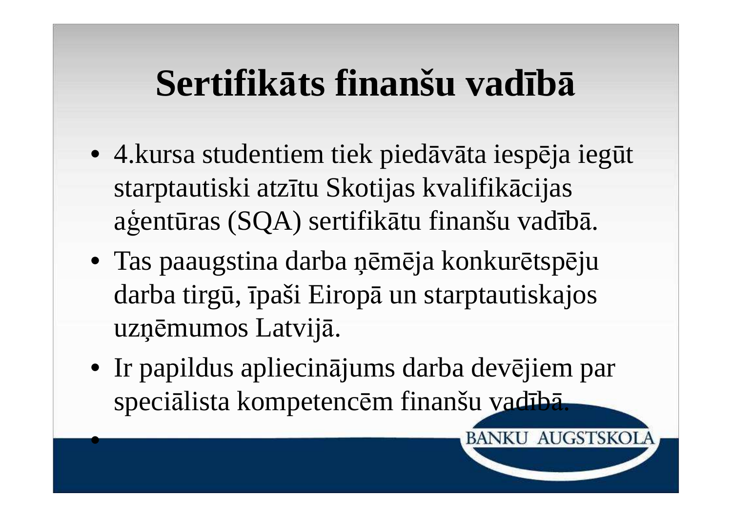# Sertifikāts finanšu vadībā

- 4.kursa studentiem tiek piedāvāta iespēja iegūt starptautiski atzītu Skotijas kvalifikācijas aģentūras (SQA) sertifikātu finanšu vadībā.
- Tas paaugstina darba ņēmēja konkurētspēju darba tirgū, īpaši Eiropā un starptautiskajos uzņēmumos Latvijā.
- Ir papildus apliecinājums darba devējiem par speciālista kompetencēm finanšu vadībā.

BANKU AUGSTSKOLA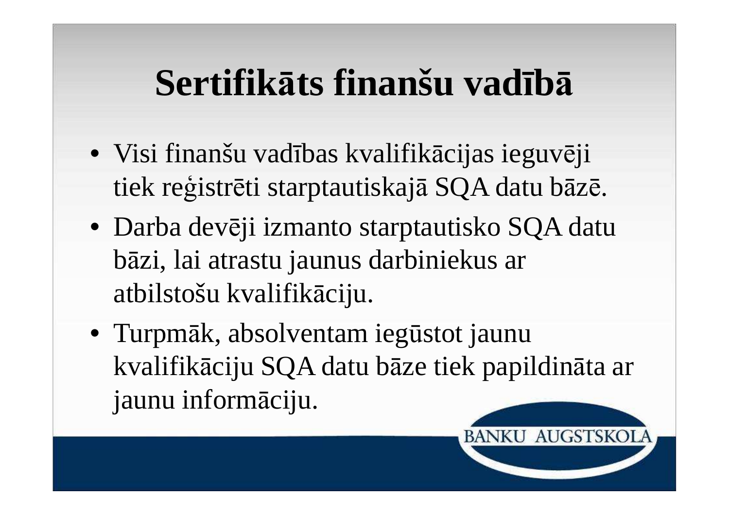# Sertifikāts finanšu vadībā

- Visi finanšu vadības kvalifikācijas ieguvēji tiek reģistrēti starptautiskajā SQA datu bāzē.
- Darba devēji izmanto starptautisko SQA datu bāzi, lai atrastu jaunus darbiniekus ar atbilstošu kvalifikāciju.
- Turpmāk, absolventam iegūstot jaunu kvalifikāciju SQA datu bāze tiek papildināta ar jaunu informāciju.

BANKU AUGSTSKOLA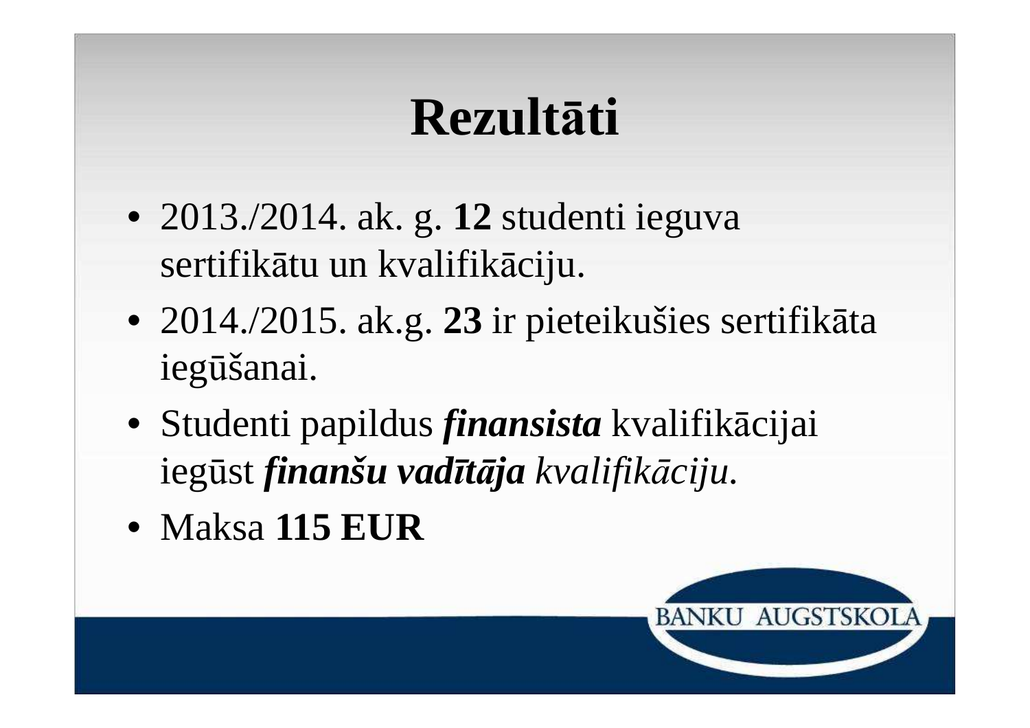# Rezultāti

- 2013./2014. ak. g. **12** studenti ieguva sertifikātu un kvalifikāciju.
- 2014./2015. ak.g. **23** ir pieteikušies sertifikāta iegūšanai.
- Studenti papildus ***finansista*** kvalifikācijai iegūst ***finanšu vadītāja*** *kvalifikāciju.*
- Maksa **115 EUR**

BANKU AUGSTSKOLA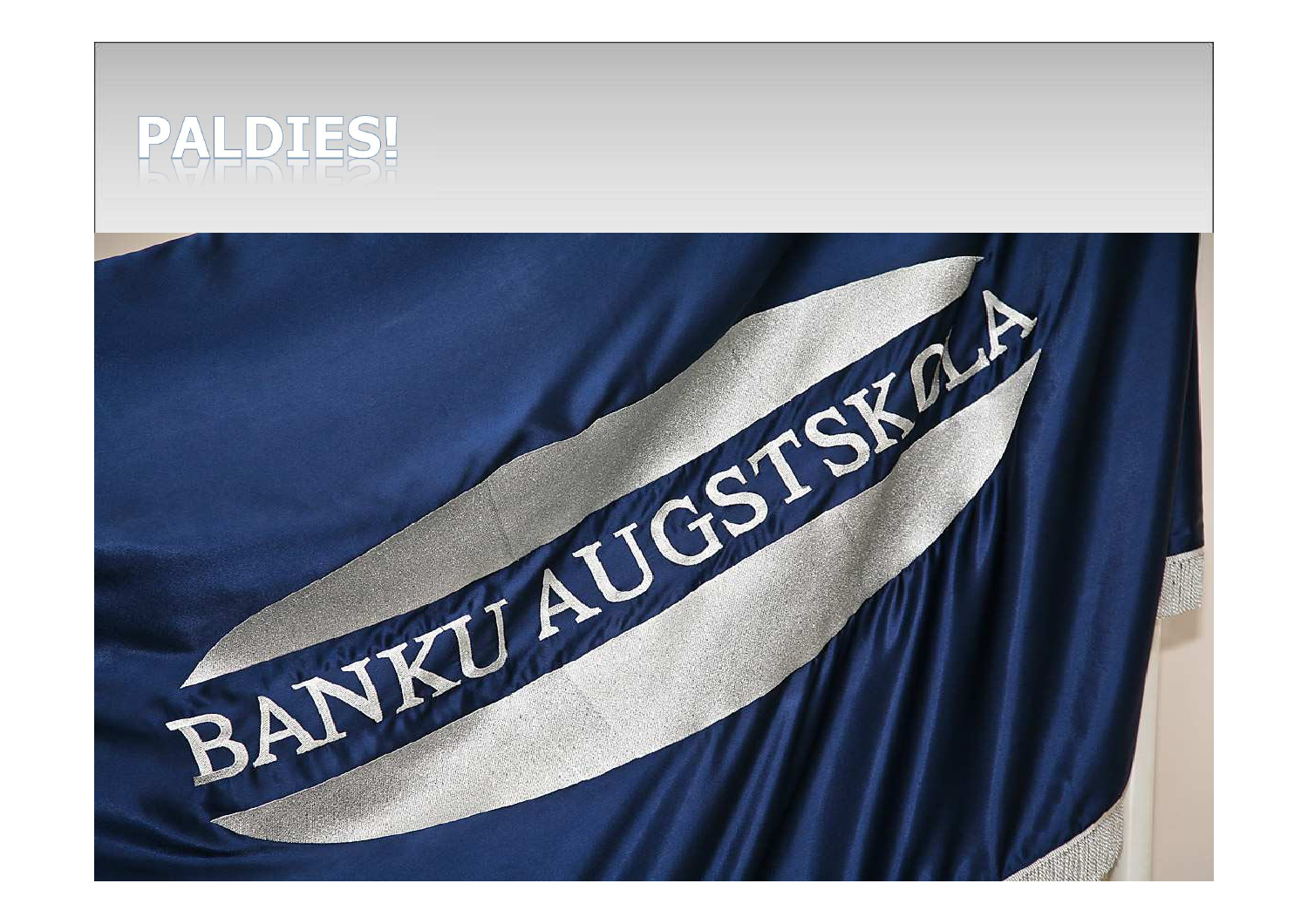# PALDIES!